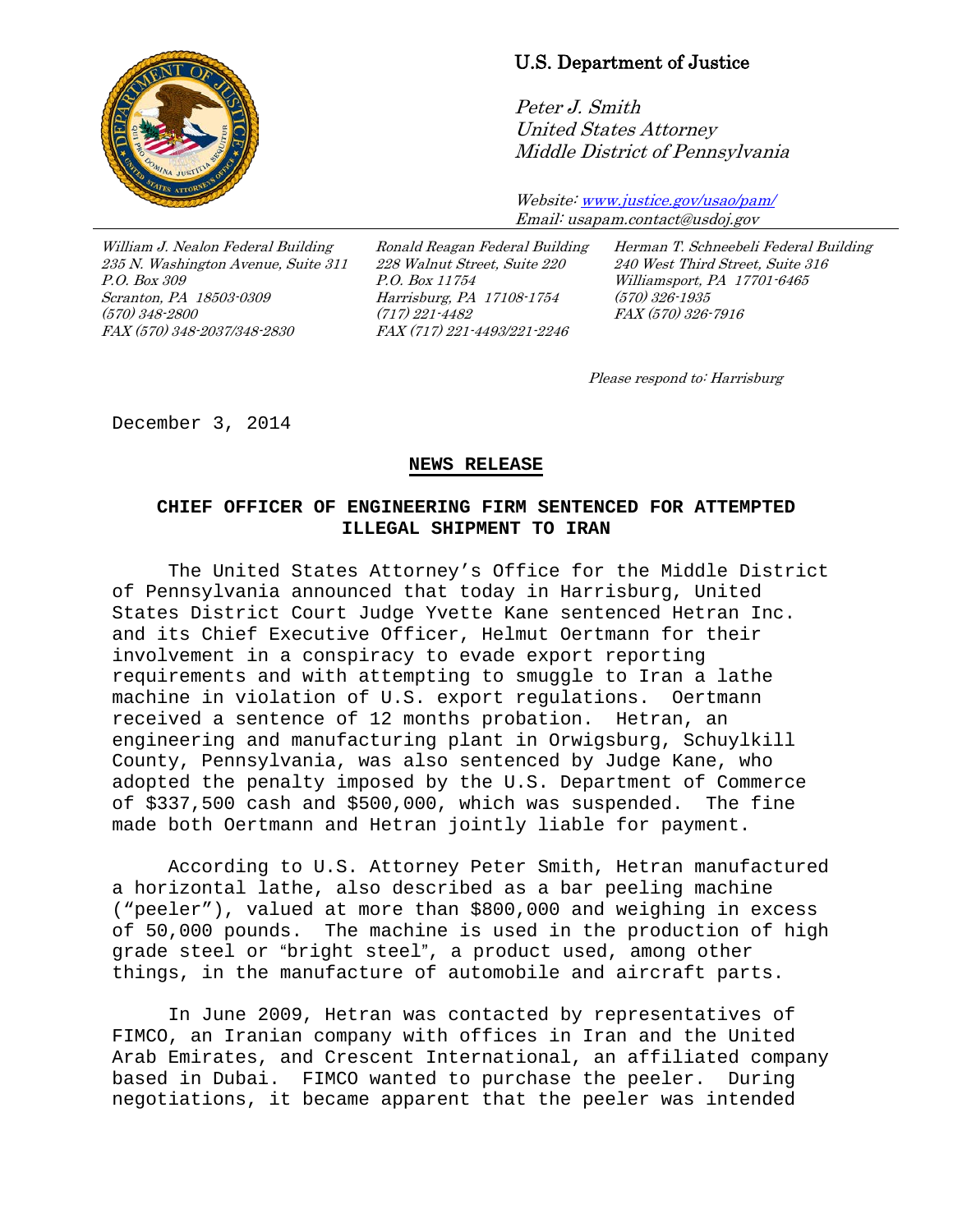U.S. Department of Justice

*Peter J. Smith*
*United States Attorney*
*Middle District of Pennsylvania*

*Website: www.justice.gov/usao/pam/*
*Email: usapam.contact@usdoj.gov*

*William J. Nealon Federal Building*
*235 N. Washington Avenue, Suite 311*
*P.O. Box 309*
*Scranton, PA 18503-0309*
*(570) 348-2800*
*FAX (570) 348-2037/348-2830*

*Ronald Reagan Federal Building*
*228 Walnut Street, Suite 220*
*P.O. Box 11754*
*Harrisburg, PA 17108-1754*
*(717) 221-4482*
*FAX (717) 221-4493/221-2246*

*Herman T. Schneebeli Federal Building*
*240 West Third Street, Suite 316*
*Williamsport, PA 17701-6465*
*(570) 326-1935*
*FAX (570) 326-7916*

*Please respond to: Harrisburg*

December 3, 2014

**NEWS RELEASE**

**CHIEF OFFICER OF ENGINEERING FIRM SENTENCED FOR ATTEMPTED ILLEGAL SHIPMENT TO IRAN**

The United States Attorney's Office for the Middle District of Pennsylvania announced that today in Harrisburg, United States District Court Judge Yvette Kane sentenced Hetran Inc. and its Chief Executive Officer, Helmut Oertmann for their involvement in a conspiracy to evade export reporting requirements and with attempting to smuggle to Iran a lathe machine in violation of U.S. export regulations. Oertmann received a sentence of 12 months probation. Hetran, an engineering and manufacturing plant in Orwigsburg, Schuylkill County, Pennsylvania, was also sentenced by Judge Kane, who adopted the penalty imposed by the U.S. Department of Commerce of $337,500 cash and $500,000, which was suspended. The fine made both Oertmann and Hetran jointly liable for payment.

According to U.S. Attorney Peter Smith, Hetran manufactured a horizontal lathe, also described as a bar peeling machine ("peeler"), valued at more than $800,000 and weighing in excess of 50,000 pounds. The machine is used in the production of high grade steel or "bright steel", a product used, among other things, in the manufacture of automobile and aircraft parts.

In June 2009, Hetran was contacted by representatives of FIMCO, an Iranian company with offices in Iran and the United Arab Emirates, and Crescent International, an affiliated company based in Dubai. FIMCO wanted to purchase the peeler. During negotiations, it became apparent that the peeler was intended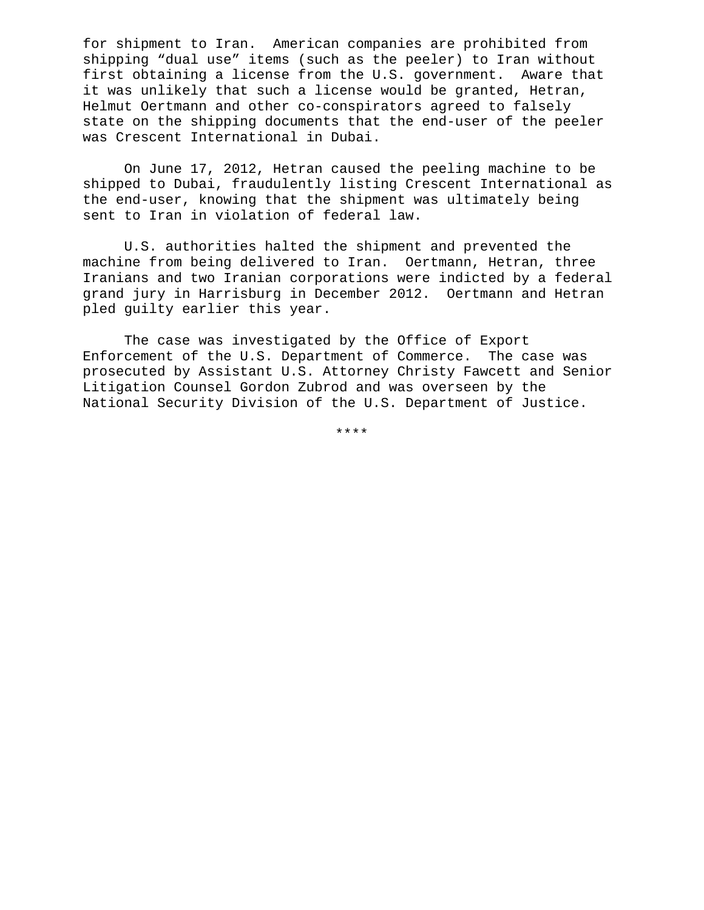for shipment to Iran. American companies are prohibited from shipping "dual use" items (such as the peeler) to Iran without first obtaining a license from the U.S. government. Aware that it was unlikely that such a license would be granted, Hetran, Helmut Oertmann and other co-conspirators agreed to falsely state on the shipping documents that the end-user of the peeler was Crescent International in Dubai.

On June 17, 2012, Hetran caused the peeling machine to be shipped to Dubai, fraudulently listing Crescent International as the end-user, knowing that the shipment was ultimately being sent to Iran in violation of federal law.

U.S. authorities halted the shipment and prevented the machine from being delivered to Iran. Oertmann, Hetran, three Iranians and two Iranian corporations were indicted by a federal grand jury in Harrisburg in December 2012. Oertmann and Hetran pled guilty earlier this year.

The case was investigated by the Office of Export Enforcement of the U.S. Department of Commerce. The case was prosecuted by Assistant U.S. Attorney Christy Fawcett and Senior Litigation Counsel Gordon Zubrod and was overseen by the National Security Division of the U.S. Department of Justice.

****